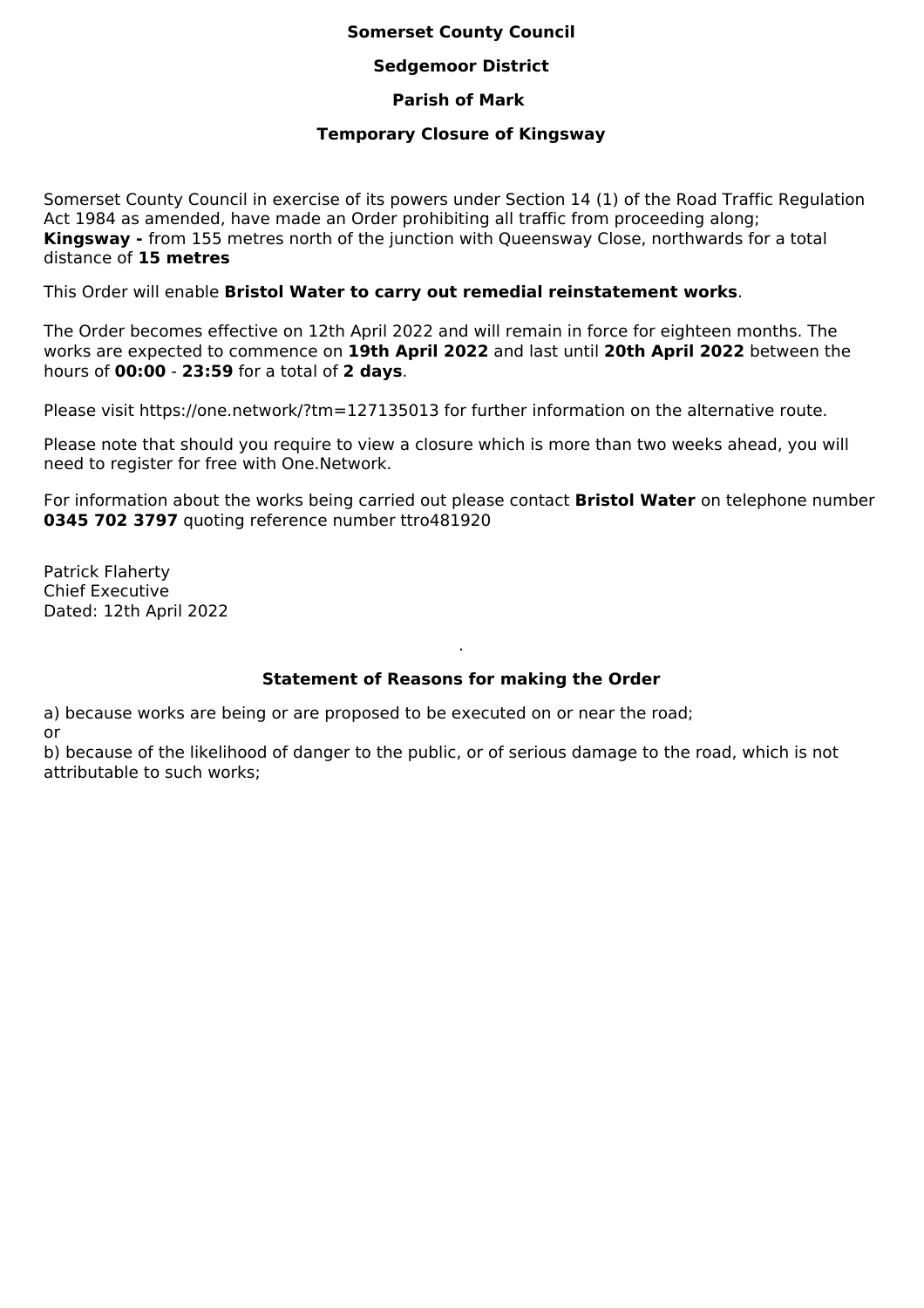# Somerset County Council

## Sedgemoor District

## Parish of Mark

## Temporary Closure of Kingsway

Somerset County Council in exercise of its powers under Section 14 (1) of the Road Traffic Regulation Act 1984 as amended, have made an Order prohibiting all traffic from proceeding along;
**Kingsway -** from 155 metres north of the junction with Queensway Close, northwards for a total distance of **15 metres**

This Order will enable **Bristol Water to carry out remedial reinstatement works**.

The Order becomes effective on 12th April 2022 and will remain in force for eighteen months. The works are expected to commence on **19th April 2022** and last until **20th April 2022** between the hours of **00:00** - **23:59** for a total of **2 days**.

Please visit https://one.network/?tm=127135013 for further information on the alternative route.

Please note that should you require to view a closure which is more than two weeks ahead, you will need to register for free with One.Network.

For information about the works being carried out please contact **Bristol Water** on telephone number **0345 702 3797** quoting reference number ttro481920

Patrick Flaherty
Chief Executive
Dated: 12th April 2022

.

### Statement of Reasons for making the Order

a) because works are being or are proposed to be executed on or near the road;
or
b) because of the likelihood of danger to the public, or of serious damage to the road, which is not attributable to such works;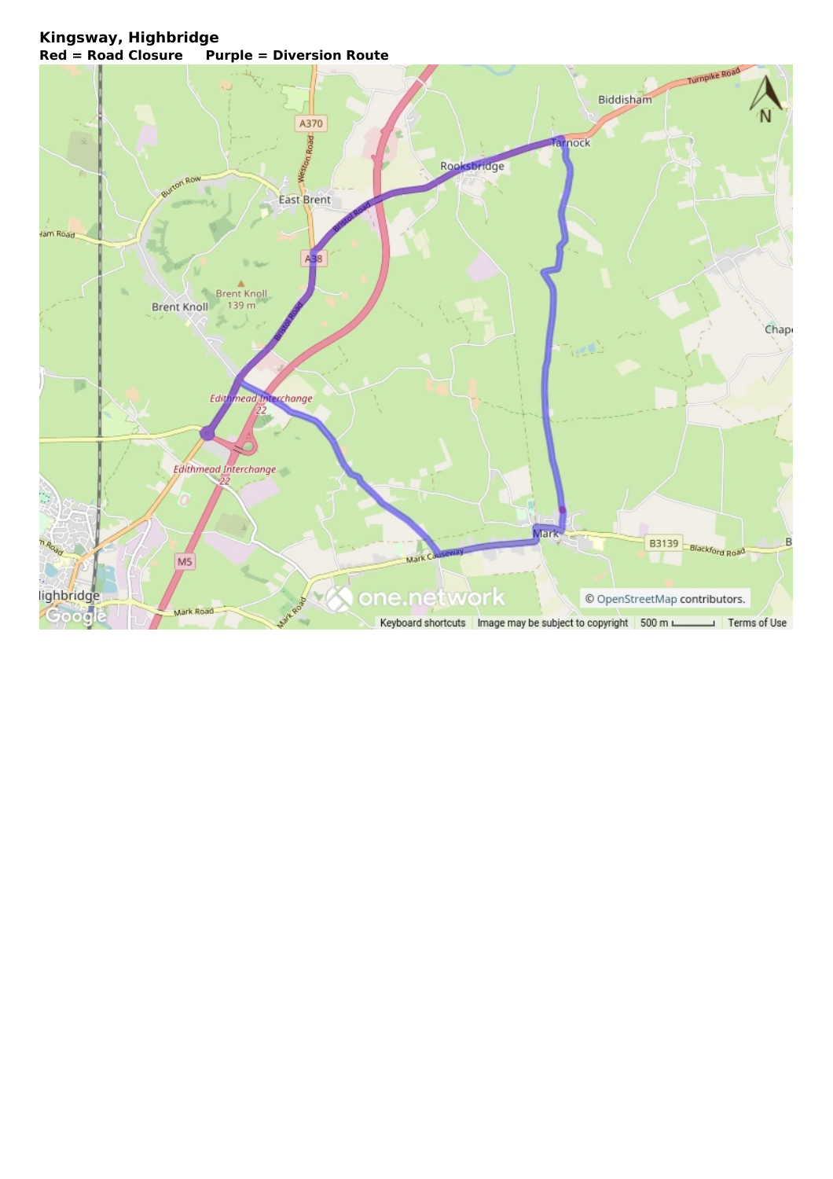**Kingsway, Highbridge**

**Red = Road Closure     Purple = Diversion Route**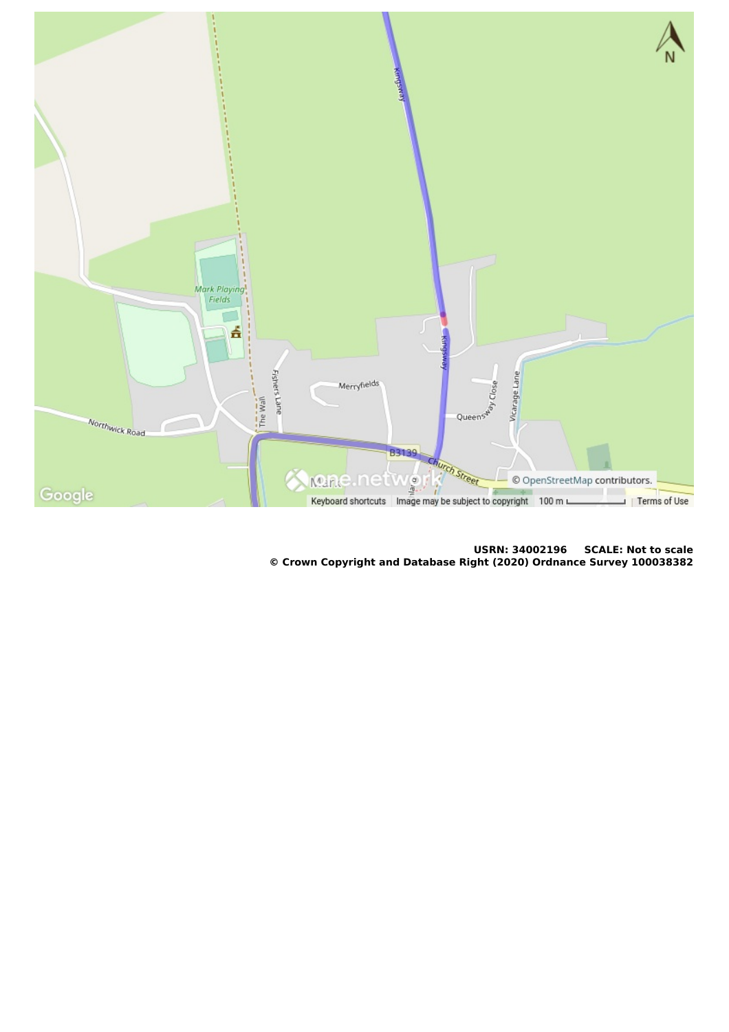USRN: 34002196 SCALE: Not to scale
© Crown Copyright and Database Right (2020) Ordnance Survey 100038382